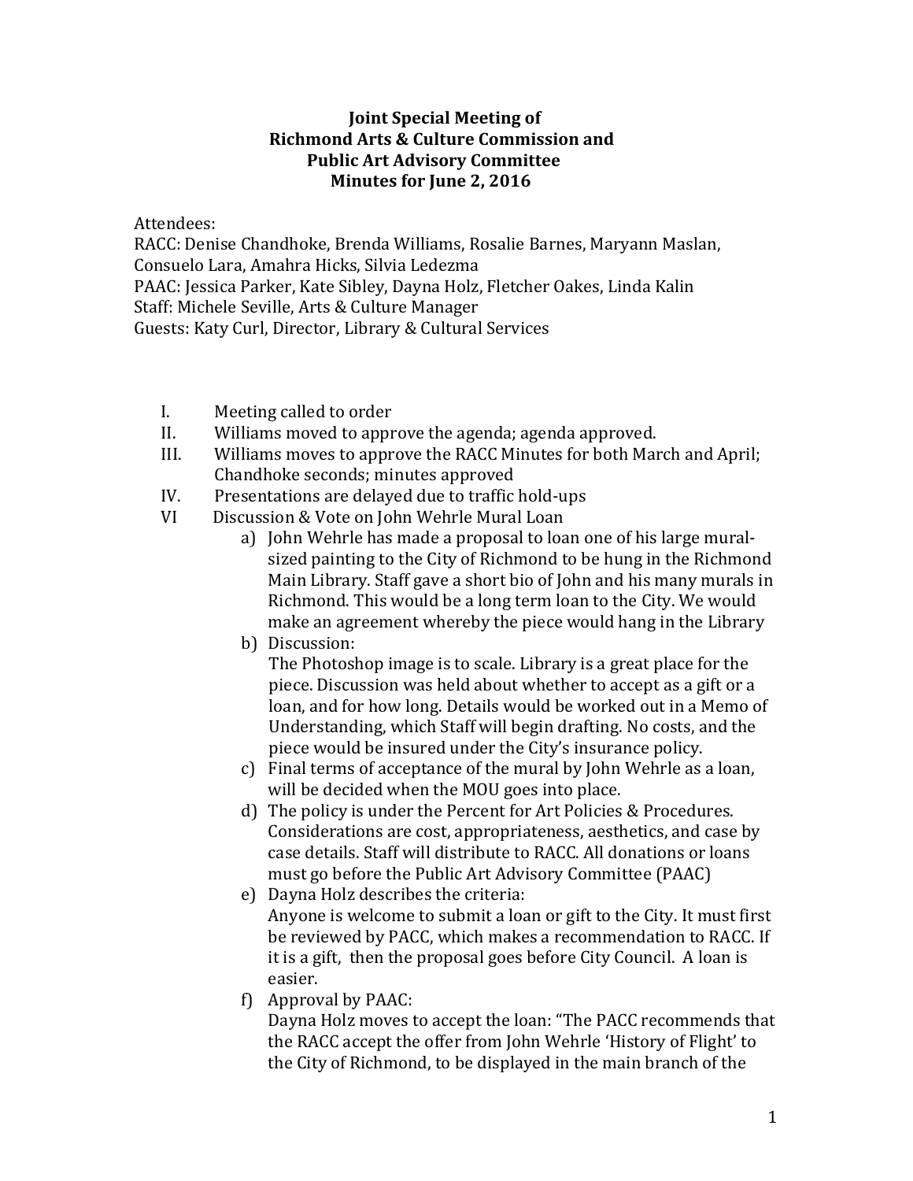**Joint Special Meeting of**
**Richmond Arts & Culture Commission and**
**Public Art Advisory Committee**
**Minutes for June 2, 2016**

Attendees:
RACC: Denise Chandhoke, Brenda Williams, Rosalie Barnes, Maryann Maslan, Consuelo Lara, Amahra Hicks, Silvia Ledezma
PAAC: Jessica Parker, Kate Sibley, Dayna Holz, Fletcher Oakes, Linda Kalin
Staff: Michele Seville, Arts & Culture Manager
Guests: Katy Curl, Director, Library & Cultural Services

I. Meeting called to order

II. Williams moved to approve the agenda; agenda approved.

III. Williams moves to approve the RACC Minutes for both March and April; Chandhoke seconds; minutes approved

IV. Presentations are delayed due to traffic hold-ups

VI Discussion & Vote on John Wehrle Mural Loan

a) John Wehrle has made a proposal to loan one of his large mural-sized painting to the City of Richmond to be hung in the Richmond Main Library. Staff gave a short bio of John and his many murals in Richmond. This would be a long term loan to the City. We would make an agreement whereby the piece would hang in the Library

b) Discussion:
The Photoshop image is to scale. Library is a great place for the piece. Discussion was held about whether to accept as a gift or a loan, and for how long. Details would be worked out in a Memo of Understanding, which Staff will begin drafting. No costs, and the piece would be insured under the City's insurance policy.

c) Final terms of acceptance of the mural by John Wehrle as a loan, will be decided when the MOU goes into place.

d) The policy is under the Percent for Art Policies & Procedures. Considerations are cost, appropriateness, aesthetics, and case by case details. Staff will distribute to RACC. All donations or loans must go before the Public Art Advisory Committee (PAAC)

e) Dayna Holz describes the criteria:
Anyone is welcome to submit a loan or gift to the City. It must first be reviewed by PACC, which makes a recommendation to RACC. If it is a gift, then the proposal goes before City Council. A loan is easier.

f) Approval by PAAC:
Dayna Holz moves to accept the loan: "The PACC recommends that the RACC accept the offer from John Wehrle 'History of Flight' to the City of Richmond, to be displayed in the main branch of the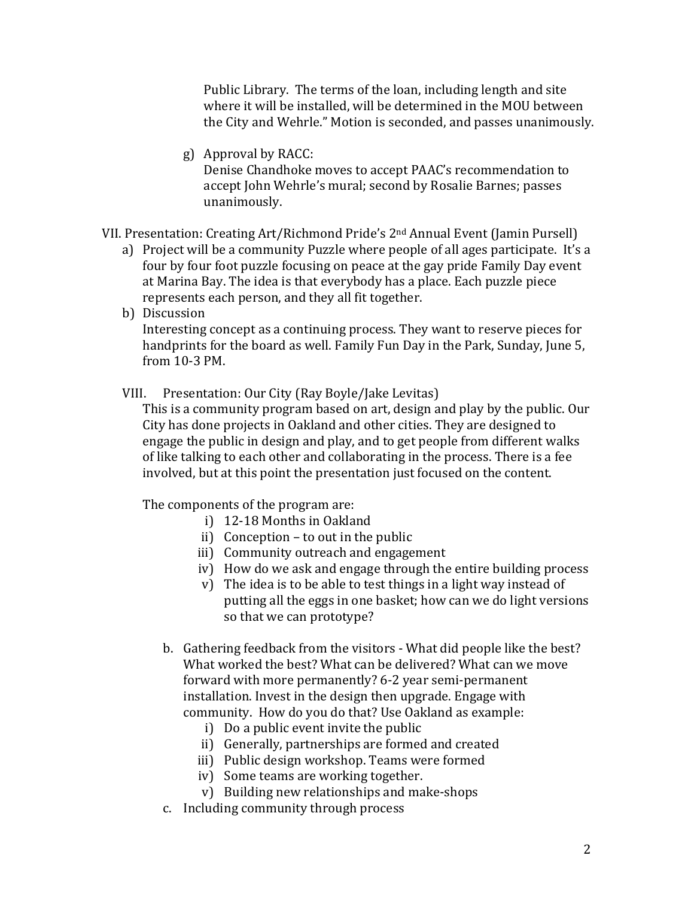Public Library. The terms of the loan, including length and site where it will be installed, will be determined in the MOU between the City and Wehrle." Motion is seconded, and passes unanimously.

g) Approval by RACC:
Denise Chandhoke moves to accept PAAC's recommendation to accept John Wehrle's mural; second by Rosalie Barnes; passes unanimously.

VII. Presentation: Creating Art/Richmond Pride's 2nd Annual Event (Jamin Pursell)

a) Project will be a community Puzzle where people of all ages participate. It's a four by four foot puzzle focusing on peace at the gay pride Family Day event at Marina Bay. The idea is that everybody has a place. Each puzzle piece represents each person, and they all fit together.

b) Discussion
Interesting concept as a continuing process. They want to reserve pieces for handprints for the board as well. Family Fun Day in the Park, Sunday, June 5, from 10-3 PM.

VIII. Presentation: Our City (Ray Boyle/Jake Levitas)

This is a community program based on art, design and play by the public. Our City has done projects in Oakland and other cities. They are designed to engage the public in design and play, and to get people from different walks of like talking to each other and collaborating in the process. There is a fee involved, but at this point the presentation just focused on the content.

The components of the program are:

i) 12-18 Months in Oakland
ii) Conception – to out in the public
iii) Community outreach and engagement
iv) How do we ask and engage through the entire building process
v) The idea is to be able to test things in a light way instead of putting all the eggs in one basket; how can we do light versions so that we can prototype?

b. Gathering feedback from the visitors - What did people like the best? What worked the best? What can be delivered? What can we move forward with more permanently? 6-2 year semi-permanent installation. Invest in the design then upgrade. Engage with community. How do you do that? Use Oakland as example:
   i) Do a public event invite the public
   ii) Generally, partnerships are formed and created
   iii) Public design workshop. Teams were formed
   iv) Some teams are working together.
   v) Building new relationships and make-shops

c. Including community through process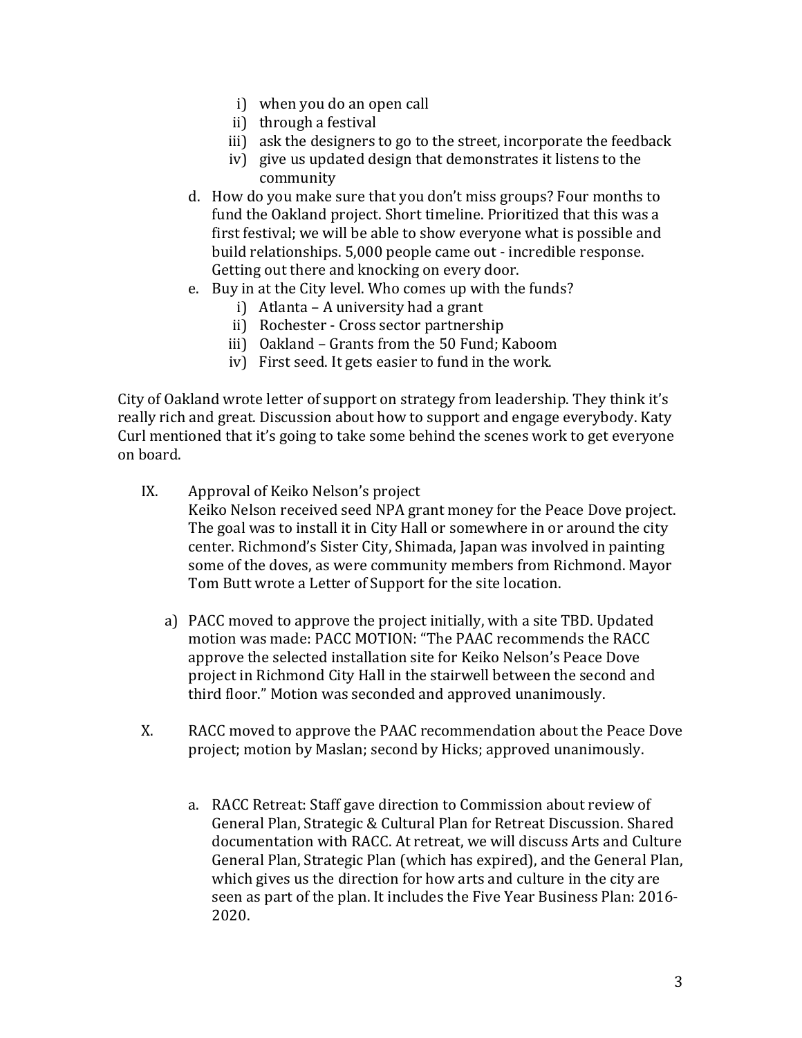i) when you do an open call
   ii) through a festival
   iii) ask the designers to go to the street, incorporate the feedback
   iv) give us updated design that demonstrates it listens to the community

d. How do you make sure that you don't miss groups? Four months to fund the Oakland project. Short timeline. Prioritized that this was a first festival; we will be able to show everyone what is possible and build relationships. 5,000 people came out - incredible response. Getting out there and knocking on every door.

e. Buy in at the City level. Who comes up with the funds?
   i) Atlanta – A university had a grant
   ii) Rochester - Cross sector partnership
   iii) Oakland – Grants from the 50 Fund; Kaboom
   iv) First seed. It gets easier to fund in the work.

City of Oakland wrote letter of support on strategy from leadership. They think it's really rich and great. Discussion about how to support and engage everybody. Katy Curl mentioned that it's going to take some behind the scenes work to get everyone on board.

IX. Approval of Keiko Nelson's project
Keiko Nelson received seed NPA grant money for the Peace Dove project. The goal was to install it in City Hall or somewhere in or around the city center. Richmond's Sister City, Shimada, Japan was involved in painting some of the doves, as were community members from Richmond. Mayor Tom Butt wrote a Letter of Support for the site location.

   a) PACC moved to approve the project initially, with a site TBD. Updated motion was made: PACC MOTION: "The PAAC recommends the RACC approve the selected installation site for Keiko Nelson's Peace Dove project in Richmond City Hall in the stairwell between the second and third floor." Motion was seconded and approved unanimously.

X. RACC moved to approve the PAAC recommendation about the Peace Dove project; motion by Maslan; second by Hicks; approved unanimously.

   a. RACC Retreat: Staff gave direction to Commission about review of General Plan, Strategic & Cultural Plan for Retreat Discussion. Shared documentation with RACC. At retreat, we will discuss Arts and Culture General Plan, Strategic Plan (which has expired), and the General Plan, which gives us the direction for how arts and culture in the city are seen as part of the plan. It includes the Five Year Business Plan: 2016-2020.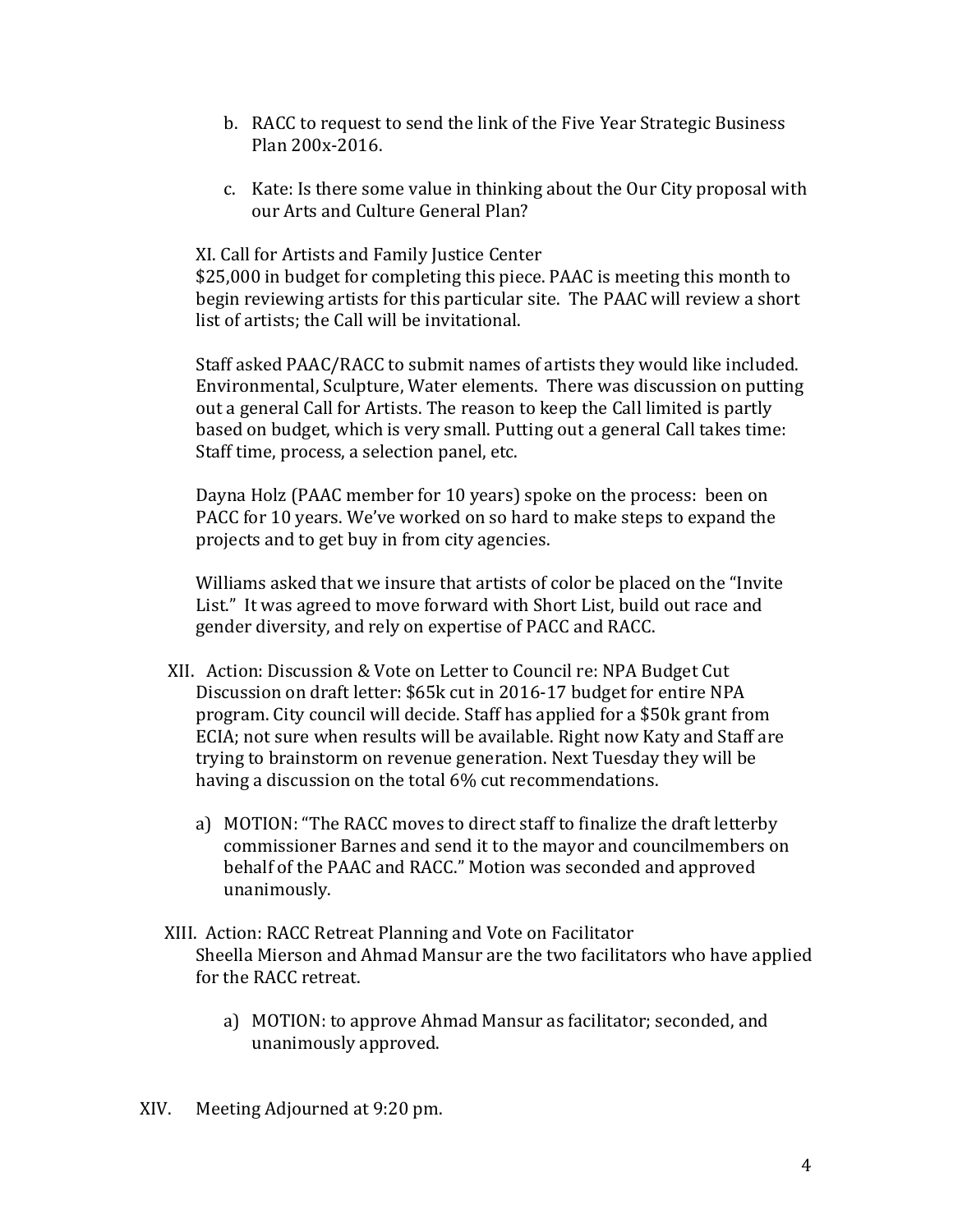b. RACC to request to send the link of the Five Year Strategic Business Plan 200x-2016.

c. Kate: Is there some value in thinking about the Our City proposal with our Arts and Culture General Plan?

XI. Call for Artists and Family Justice Center
$25,000 in budget for completing this piece. PAAC is meeting this month to begin reviewing artists for this particular site. The PAAC will review a short list of artists; the Call will be invitational.

Staff asked PAAC/RACC to submit names of artists they would like included. Environmental, Sculpture, Water elements. There was discussion on putting out a general Call for Artists. The reason to keep the Call limited is partly based on budget, which is very small. Putting out a general Call takes time: Staff time, process, a selection panel, etc.

Dayna Holz (PAAC member for 10 years) spoke on the process: been on PACC for 10 years. We've worked on so hard to make steps to expand the projects and to get buy in from city agencies.

Williams asked that we insure that artists of color be placed on the "Invite List." It was agreed to move forward with Short List, build out race and gender diversity, and rely on expertise of PACC and RACC.

XII. Action: Discussion & Vote on Letter to Council re: NPA Budget Cut
Discussion on draft letter: $65k cut in 2016-17 budget for entire NPA program. City council will decide. Staff has applied for a $50k grant from ECIA; not sure when results will be available. Right now Katy and Staff are trying to brainstorm on revenue generation. Next Tuesday they will be having a discussion on the total 6% cut recommendations.

a) MOTION: "The RACC moves to direct staff to finalize the draft letterby commissioner Barnes and send it to the mayor and councilmembers on behalf of the PAAC and RACC." Motion was seconded and approved unanimously.

XIII. Action: RACC Retreat Planning and Vote on Facilitator
Sheella Mierson and Ahmad Mansur are the two facilitators who have applied for the RACC retreat.

a) MOTION: to approve Ahmad Mansur as facilitator; seconded, and unanimously approved.

XIV. Meeting Adjourned at 9:20 pm.